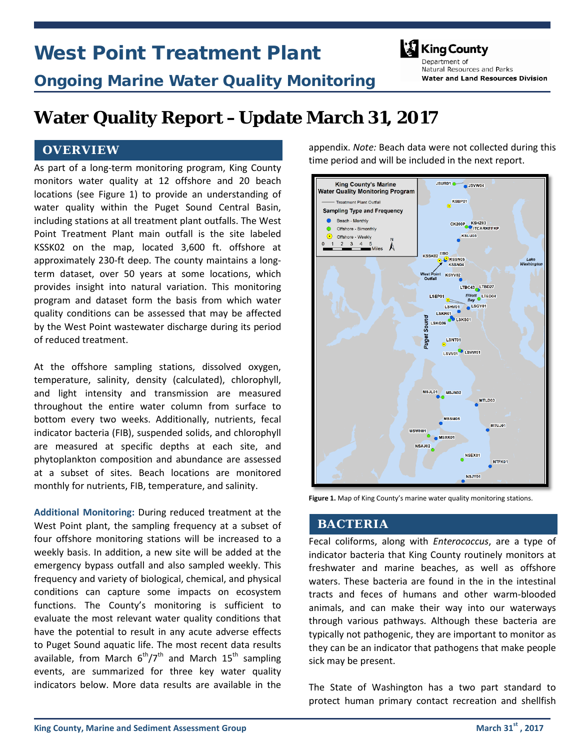# West Point Treatment Plant

## Ongoing Marine Water Quality Monitoring

King County
Department of Natural Resources and Parks
**Water and Land Resources Division**

# Water Quality Report – Update March 31, 2017

## OVERVIEW

As part of a long-term monitoring program, King County monitors water quality at 12 offshore and 20 beach locations (see Figure 1) to provide an understanding of water quality within the Puget Sound Central Basin, including stations at all treatment plant outfalls. The West Point Treatment Plant main outfall is the site labeled KSSK02 on the map, located 3,600 ft. offshore at approximately 230-ft deep. The county maintains a long-term dataset, over 50 years at some locations, which provides insight into natural variation. This monitoring program and dataset form the basis from which water quality conditions can be assessed that may be affected by the West Point wastewater discharge during its period of reduced treatment.

At the offshore sampling stations, dissolved oxygen, temperature, salinity, density (calculated), chlorophyll, and light intensity and transmission are measured throughout the entire water column from surface to bottom every two weeks. Additionally, nutrients, fecal indicator bacteria (FIB), suspended solids, and chlorophyll are measured at specific depths at each site, and phytoplankton composition and abundance are assessed at a subset of sites. Beach locations are monitored monthly for nutrients, FIB, temperature, and salinity.

**Additional Monitoring:** During reduced treatment at the West Point plant, the sampling frequency at a subset of four offshore monitoring stations will be increased to a weekly basis. In addition, a new site will be added at the emergency bypass outfall and also sampled weekly. This frequency and variety of biological, chemical, and physical conditions can capture some impacts on ecosystem functions. The County's monitoring is sufficient to evaluate the most relevant water quality conditions that have the potential to result in any acute adverse effects to Puget Sound aquatic life. The most recent data results available, from March 6th/7th and March 15th sampling events, are summarized for three key water quality indicators below. More data results are available in the appendix. *Note:* Beach data were not collected during this time period and will be included in the next report.

**Figure 1.** Map of King County's marine water quality monitoring stations.

## BACTERIA

Fecal coliforms, along with *Enterococcus*, are a type of indicator bacteria that King County routinely monitors at freshwater and marine beaches, as well as offshore waters. These bacteria are found in the in the intestinal tracts and feces of humans and other warm-blooded animals, and can make their way into our waterways through various pathways. Although these bacteria are typically not pathogenic, they are important to monitor as they can be an indicator that pathogens that make people sick may be present.

The State of Washington has a two part standard to protect human primary contact recreation and shellfish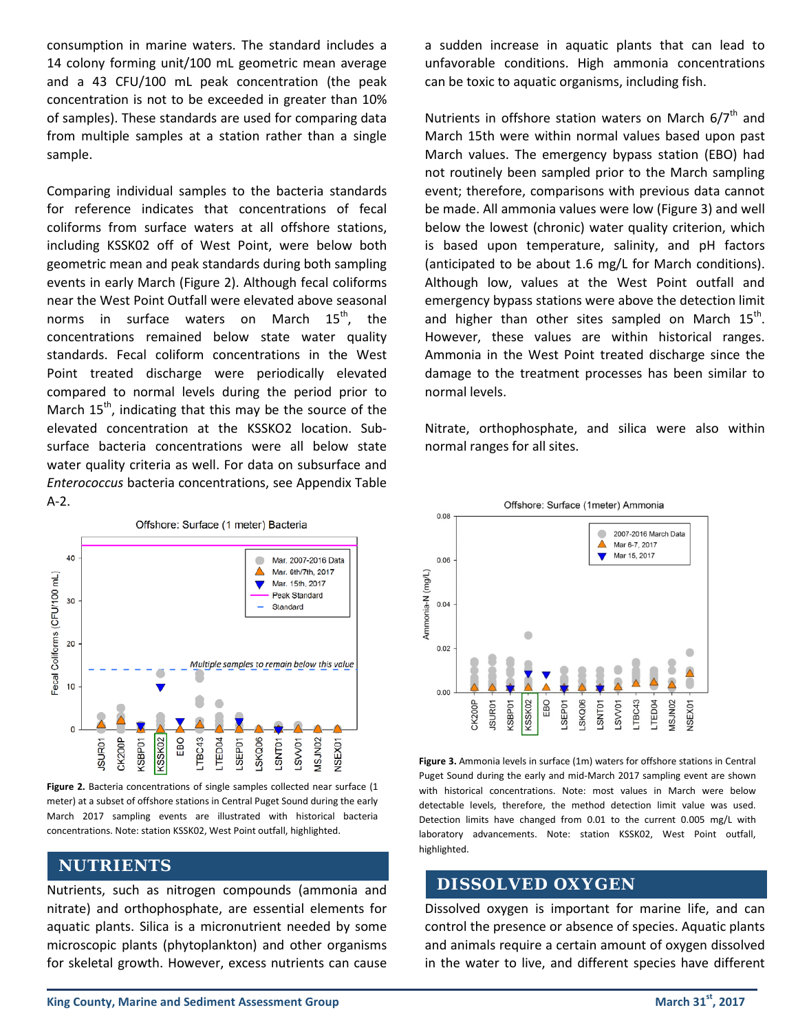consumption in marine waters. The standard includes a 14 colony forming unit/100 mL geometric mean average and a 43 CFU/100 mL peak concentration (the peak concentration is not to be exceeded in greater than 10% of samples). These standards are used for comparing data from multiple samples at a station rather than a single sample.

Comparing individual samples to the bacteria standards for reference indicates that concentrations of fecal coliforms from surface waters at all offshore stations, including KSSK02 off of West Point, were below both geometric mean and peak standards during both sampling events in early March (Figure 2). Although fecal coliforms near the West Point Outfall were elevated above seasonal norms in surface waters on March 15th, the concentrations remained below state water quality standards. Fecal coliform concentrations in the West Point treated discharge were periodically elevated compared to normal levels during the period prior to March 15th, indicating that this may be the source of the elevated concentration at the KSSKO2 location. Sub-surface bacteria concentrations were all below state water quality criteria as well. For data on subsurface and *Enterococcus* bacteria concentrations, see Appendix Table A-2.

**Figure 2.** Bacteria concentrations of single samples collected near surface (1 meter) at a subset of offshore stations in Central Puget Sound during the early March 2017 sampling events are illustrated with historical bacteria concentrations. Note: station KSSK02, West Point outfall, highlighted.

## NUTRIENTS

Nutrients, such as nitrogen compounds (ammonia and nitrate) and orthophosphate, are essential elements for aquatic plants. Silica is a micronutrient needed by some microscopic plants (phytoplankton) and other organisms for skeletal growth. However, excess nutrients can cause a sudden increase in aquatic plants that can lead to unfavorable conditions. High ammonia concentrations can be toxic to aquatic organisms, including fish.

Nutrients in offshore station waters on March 6/7th and March 15th were within normal values based upon past March values. The emergency bypass station (EBO) had not routinely been sampled prior to the March sampling event; therefore, comparisons with previous data cannot be made. All ammonia values were low (Figure 3) and well below the lowest (chronic) water quality criterion, which is based upon temperature, salinity, and pH factors (anticipated to be about 1.6 mg/L for March conditions). Although low, values at the West Point outfall and emergency bypass stations were above the detection limit and higher than other sites sampled on March 15th. However, these values are within historical ranges. Ammonia in the West Point treated discharge since the damage to the treatment processes has been similar to normal levels.

Nitrate, orthophosphate, and silica were also within normal ranges for all sites.

**Figure 3.** Ammonia levels in surface (1m) waters for offshore stations in Central Puget Sound during the early and mid-March 2017 sampling event are shown with historical concentrations. Note: most values in March were below detectable levels, therefore, the method detection limit value was used. Detection limits have changed from 0.01 to the current 0.005 mg/L with laboratory advancements. Note: station KSSK02, West Point outfall, highlighted.

## DISSOLVED OXYGEN

Dissolved oxygen is important for marine life, and can control the presence or absence of species. Aquatic plants and animals require a certain amount of oxygen dissolved in the water to live, and different species have different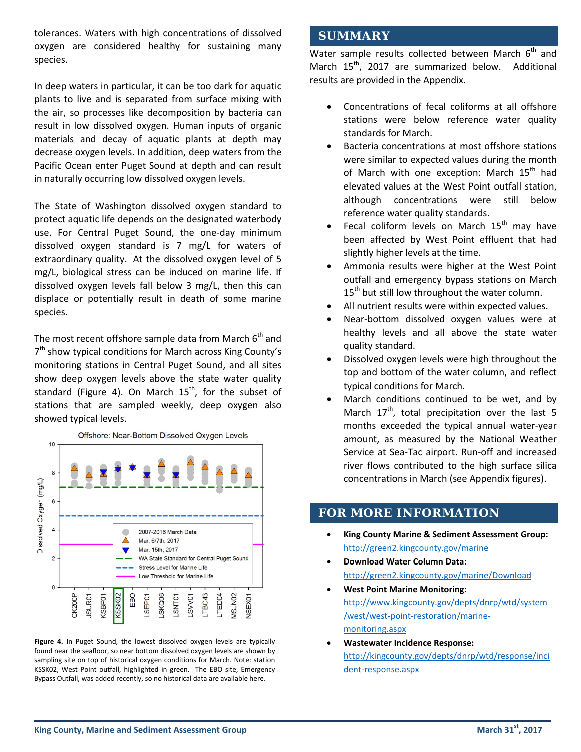tolerances. Waters with high concentrations of dissolved oxygen are considered healthy for sustaining many species.

In deep waters in particular, it can be too dark for aquatic plants to live and is separated from surface mixing with the air, so processes like decomposition by bacteria can result in low dissolved oxygen. Human inputs of organic materials and decay of aquatic plants at depth may decrease oxygen levels. In addition, deep waters from the Pacific Ocean enter Puget Sound at depth and can result in naturally occurring low dissolved oxygen levels.

The State of Washington dissolved oxygen standard to protect aquatic life depends on the designated waterbody use. For Central Puget Sound, the one-day minimum dissolved oxygen standard is 7 mg/L for waters of extraordinary quality. At the dissolved oxygen level of 5 mg/L, biological stress can be induced on marine life. If dissolved oxygen levels fall below 3 mg/L, then this can displace or potentially result in death of some marine species.

The most recent offshore sample data from March 6th and 7th show typical conditions for March across King County's monitoring stations in Central Puget Sound, and all sites show deep oxygen levels above the state water quality standard (Figure 4). On March 15th, for the subset of stations that are sampled weekly, deep oxygen also showed typical levels.

**Figure 4.** In Puget Sound, the lowest dissolved oxygen levels are typically found near the seafloor, so near bottom dissolved oxygen levels are shown by sampling site on top of historical oxygen conditions for March. Note: station KSSK02, West Point outfall, highlighted in green. The EBO site, Emergency Bypass Outfall, was added recently, so no historical data are available here.

## SUMMARY

Water sample results collected between March 6th and March 15th, 2017 are summarized below. Additional results are provided in the Appendix.

- Concentrations of fecal coliforms at all offshore stations were below reference water quality standards for March.
- Bacteria concentrations at most offshore stations were similar to expected values during the month of March with one exception: March 15th had elevated values at the West Point outfall station, although concentrations were still below reference water quality standards.
- Fecal coliform levels on March 15th may have been affected by West Point effluent that had slightly higher levels at the time.
- Ammonia results were higher at the West Point outfall and emergency bypass stations on March 15th but still low throughout the water column.
- All nutrient results were within expected values.
- Near-bottom dissolved oxygen values were at healthy levels and all above the state water quality standard.
- Dissolved oxygen levels were high throughout the top and bottom of the water column, and reflect typical conditions for March.
- March conditions continued to be wet, and by March 17th, total precipitation over the last 5 months exceeded the typical annual water-year amount, as measured by the National Weather Service at Sea-Tac airport. Run-off and increased river flows contributed to the high surface silica concentrations in March (see Appendix figures).

## FOR MORE INFORMATION

- **King County Marine & Sediment Assessment Group:** http://green2.kingcounty.gov/marine
- **Download Water Column Data:** http://green2.kingcounty.gov/marine/Download
- **West Point Marine Monitoring:** http://www.kingcounty.gov/depts/dnrp/wtd/system/west/west-point-restoration/marine-monitoring.aspx
- **Wastewater Incidence Response:** http://kingcounty.gov/depts/dnrp/wtd/response/incident-response.aspx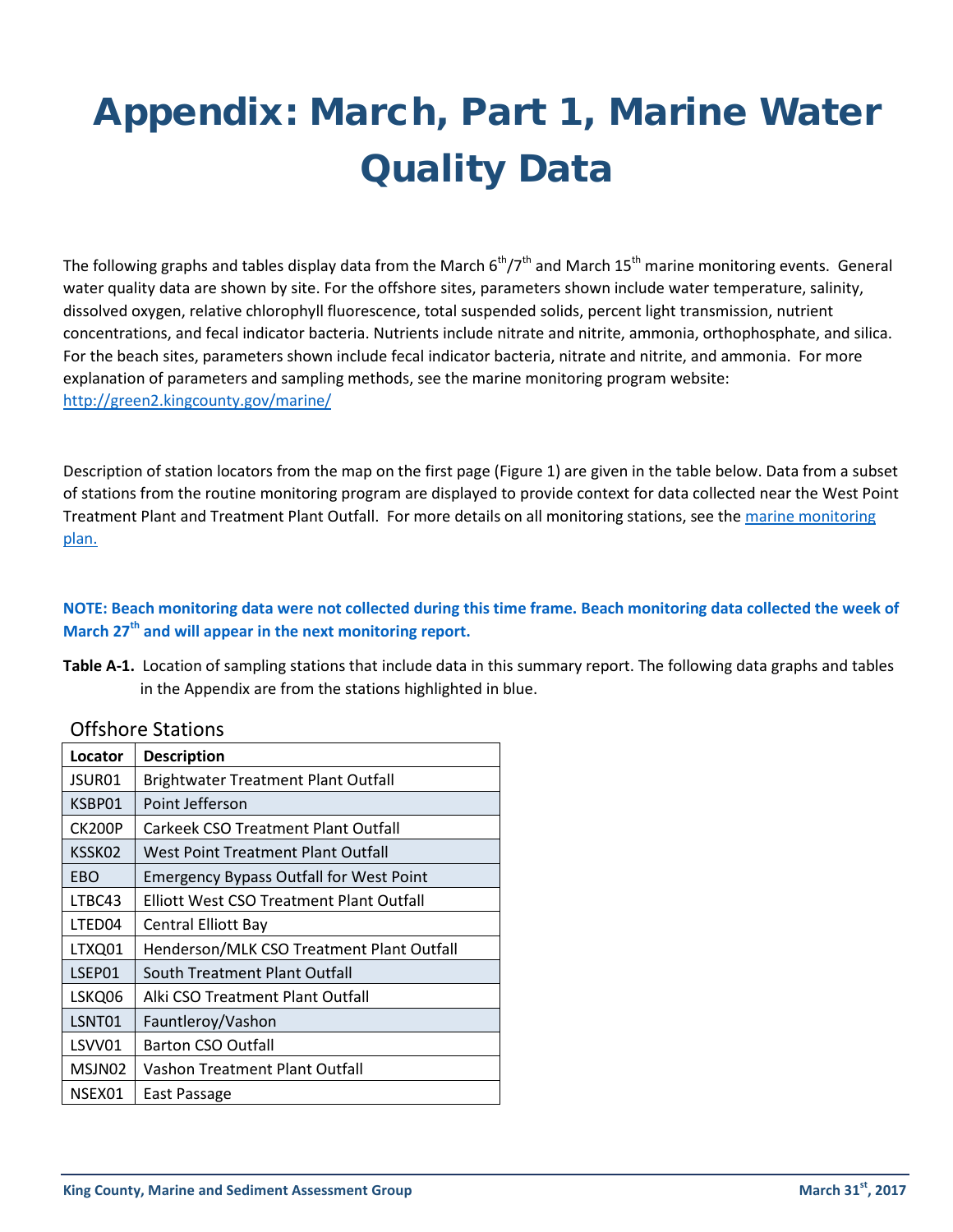# Appendix: March, Part 1, Marine Water Quality Data

The following graphs and tables display data from the March 6th/7th and March 15th marine monitoring events. General water quality data are shown by site. For the offshore sites, parameters shown include water temperature, salinity, dissolved oxygen, relative chlorophyll fluorescence, total suspended solids, percent light transmission, nutrient concentrations, and fecal indicator bacteria. Nutrients include nitrate and nitrite, ammonia, orthophosphate, and silica. For the beach sites, parameters shown include fecal indicator bacteria, nitrate and nitrite, and ammonia. For more explanation of parameters and sampling methods, see the marine monitoring program website: http://green2.kingcounty.gov/marine/

Description of station locators from the map on the first page (Figure 1) are given in the table below. Data from a subset of stations from the routine monitoring program are displayed to provide context for data collected near the West Point Treatment Plant and Treatment Plant Outfall. For more details on all monitoring stations, see the marine monitoring plan.

**NOTE: Beach monitoring data were not collected during this time frame. Beach monitoring data collected the week of March 27th and will appear in the next monitoring report.**

**Table A-1.** Location of sampling stations that include data in this summary report. The following data graphs and tables in the Appendix are from the stations highlighted in blue.

Offshore Stations

| Locator | Description |
|---|---|
| JSUR01 | Brightwater Treatment Plant Outfall |
| KSBP01 | Point Jefferson |
| CK200P | Carkeek CSO Treatment Plant Outfall |
| KSSK02 | West Point Treatment Plant Outfall |
| EBO | Emergency Bypass Outfall for West Point |
| LTBC43 | Elliott West CSO Treatment Plant Outfall |
| LTED04 | Central Elliott Bay |
| LTXQ01 | Henderson/MLK CSO Treatment Plant Outfall |
| LSEP01 | South Treatment Plant Outfall |
| LSKQ06 | Alki CSO Treatment Plant Outfall |
| LSNT01 | Fauntleroy/Vashon |
| LSVV01 | Barton CSO Outfall |
| MSJN02 | Vashon Treatment Plant Outfall |
| NSEX01 | East Passage |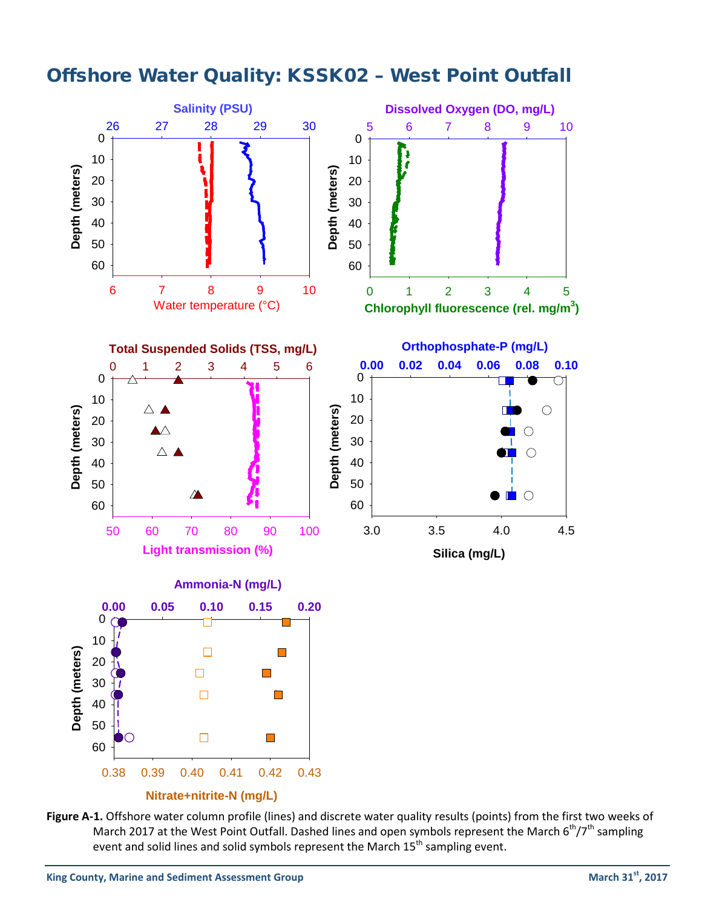# Offshore Water Quality: KSSK02 – West Point Outfall

**Figure A-1.** Offshore water column profile (lines) and discrete water quality results (points) from the first two weeks of March 2017 at the West Point Outfall. Dashed lines and open symbols represent the March 6th/7th sampling event and solid lines and solid symbols represent the March 15th sampling event.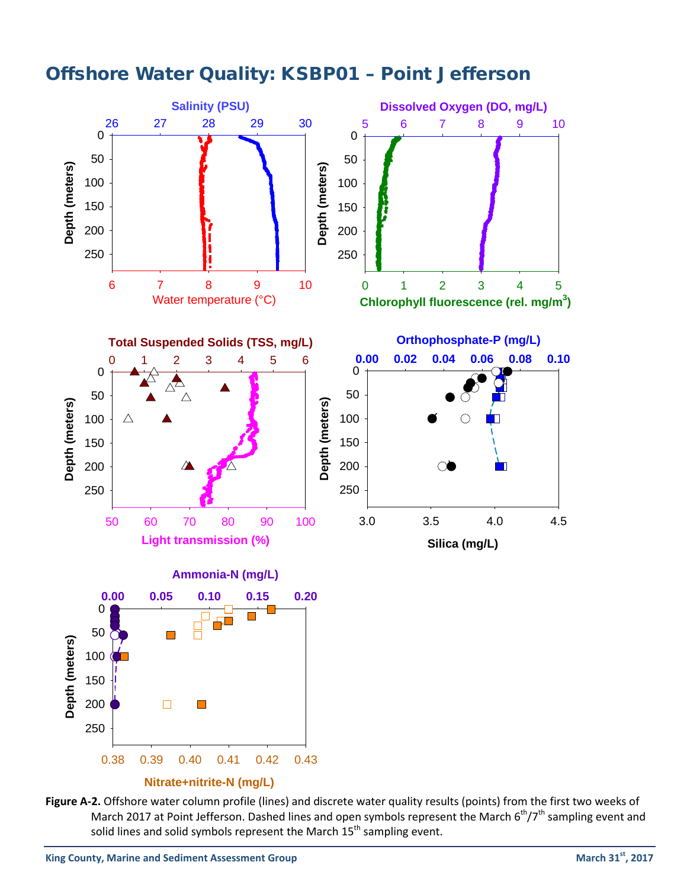# Offshore Water Quality: KSBP01 – Point Jefferson

**Figure A-2.** Offshore water column profile (lines) and discrete water quality results (points) from the first two weeks of March 2017 at Point Jefferson. Dashed lines and open symbols represent the March 6th/7th sampling event and solid lines and solid symbols represent the March 15th sampling event.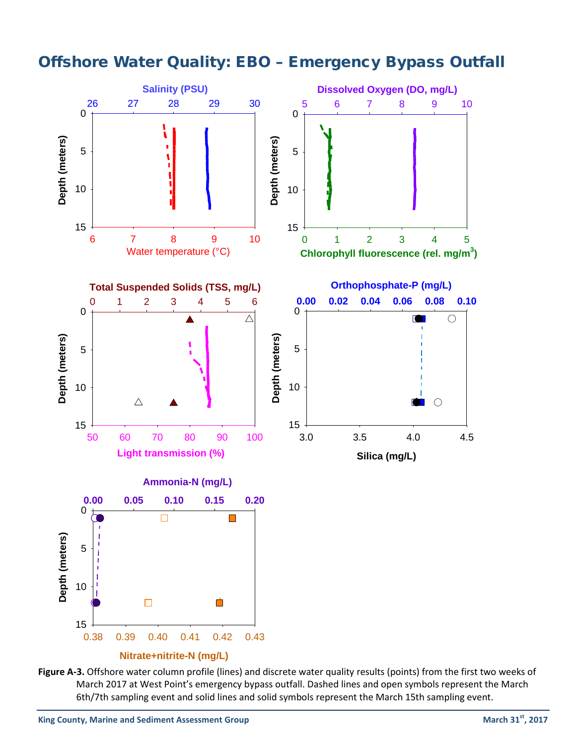# Offshore Water Quality: EBO – Emergency Bypass Outfall

**Figure A-3.** Offshore water column profile (lines) and discrete water quality results (points) from the first two weeks of March 2017 at West Point's emergency bypass outfall. Dashed lines and open symbols represent the March 6th/7th sampling event and solid lines and solid symbols represent the March 15th sampling event.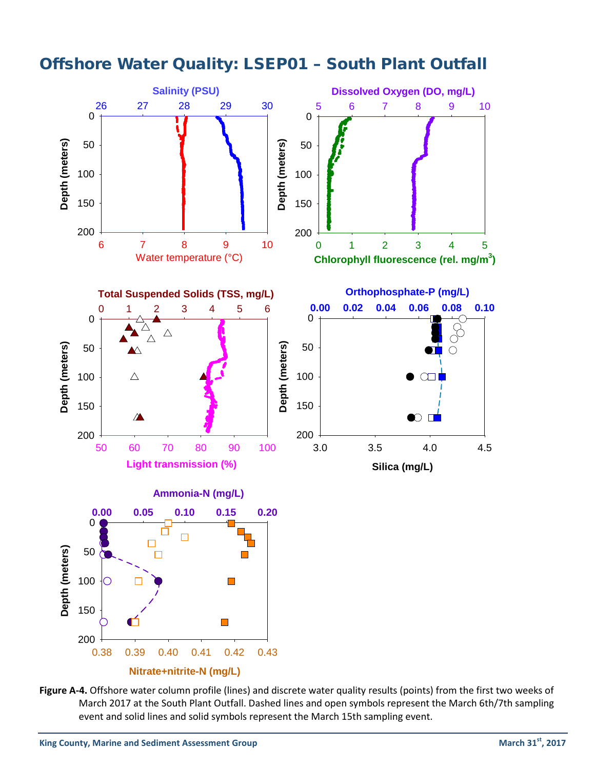# Offshore Water Quality: LSEP01 – South Plant Outfall

**Figure A-4.** Offshore water column profile (lines) and discrete water quality results (points) from the first two weeks of March 2017 at the South Plant Outfall. Dashed lines and open symbols represent the March 6th/7th sampling event and solid lines and solid symbols represent the March 15th sampling event.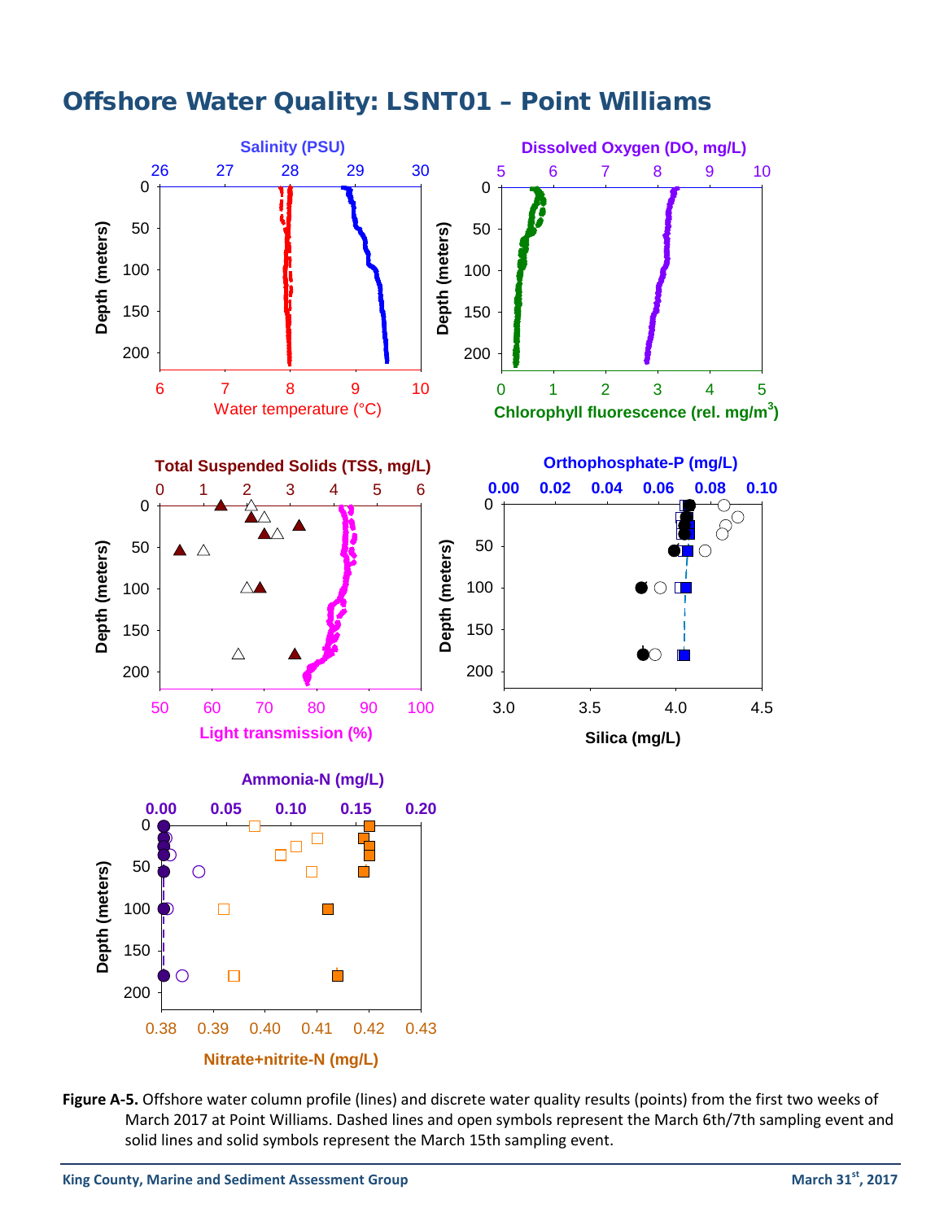# Offshore Water Quality: LSNT01 – Point Williams

**Figure A-5.** Offshore water column profile (lines) and discrete water quality results (points) from the first two weeks of March 2017 at Point Williams. Dashed lines and open symbols represent the March 6th/7th sampling event and solid lines and solid symbols represent the March 15th sampling event.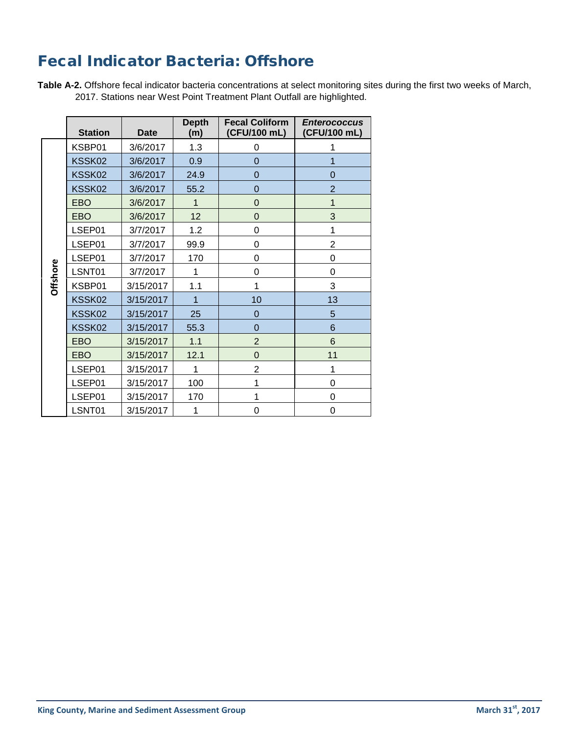# Fecal Indicator Bacteria: Offshore

**Table A-2.** Offshore fecal indicator bacteria concentrations at select monitoring sites during the first two weeks of March, 2017. Stations near West Point Treatment Plant Outfall are highlighted.

| | Station | Date | Depth (m) | Fecal Coliform (CFU/100 mL) | *Enterococcus* (CFU/100 mL) |
|---|---|---|---|---|---|
| Offshore | KSBP01 | 3/6/2017 | 1.3 | 0 | 1 |
| | KSSK02 | 3/6/2017 | 0.9 | 0 | 1 |
| | KSSK02 | 3/6/2017 | 24.9 | 0 | 0 |
| | KSSK02 | 3/6/2017 | 55.2 | 0 | 2 |
| | EBO | 3/6/2017 | 1 | 0 | 1 |
| | EBO | 3/6/2017 | 12 | 0 | 3 |
| | LSEP01 | 3/7/2017 | 1.2 | 0 | 1 |
| | LSEP01 | 3/7/2017 | 99.9 | 0 | 2 |
| | LSEP01 | 3/7/2017 | 170 | 0 | 0 |
| | LSNT01 | 3/7/2017 | 1 | 0 | 0 |
| | KSBP01 | 3/15/2017 | 1.1 | 1 | 3 |
| | KSSK02 | 3/15/2017 | 1 | 10 | 13 |
| | KSSK02 | 3/15/2017 | 25 | 0 | 5 |
| | KSSK02 | 3/15/2017 | 55.3 | 0 | 6 |
| | EBO | 3/15/2017 | 1.1 | 2 | 6 |
| | EBO | 3/15/2017 | 12.1 | 0 | 11 |
| | LSEP01 | 3/15/2017 | 1 | 2 | 1 |
| | LSEP01 | 3/15/2017 | 100 | 1 | 0 |
| | LSEP01 | 3/15/2017 | 170 | 1 | 0 |
| | LSNT01 | 3/15/2017 | 1 | 0 | 0 |